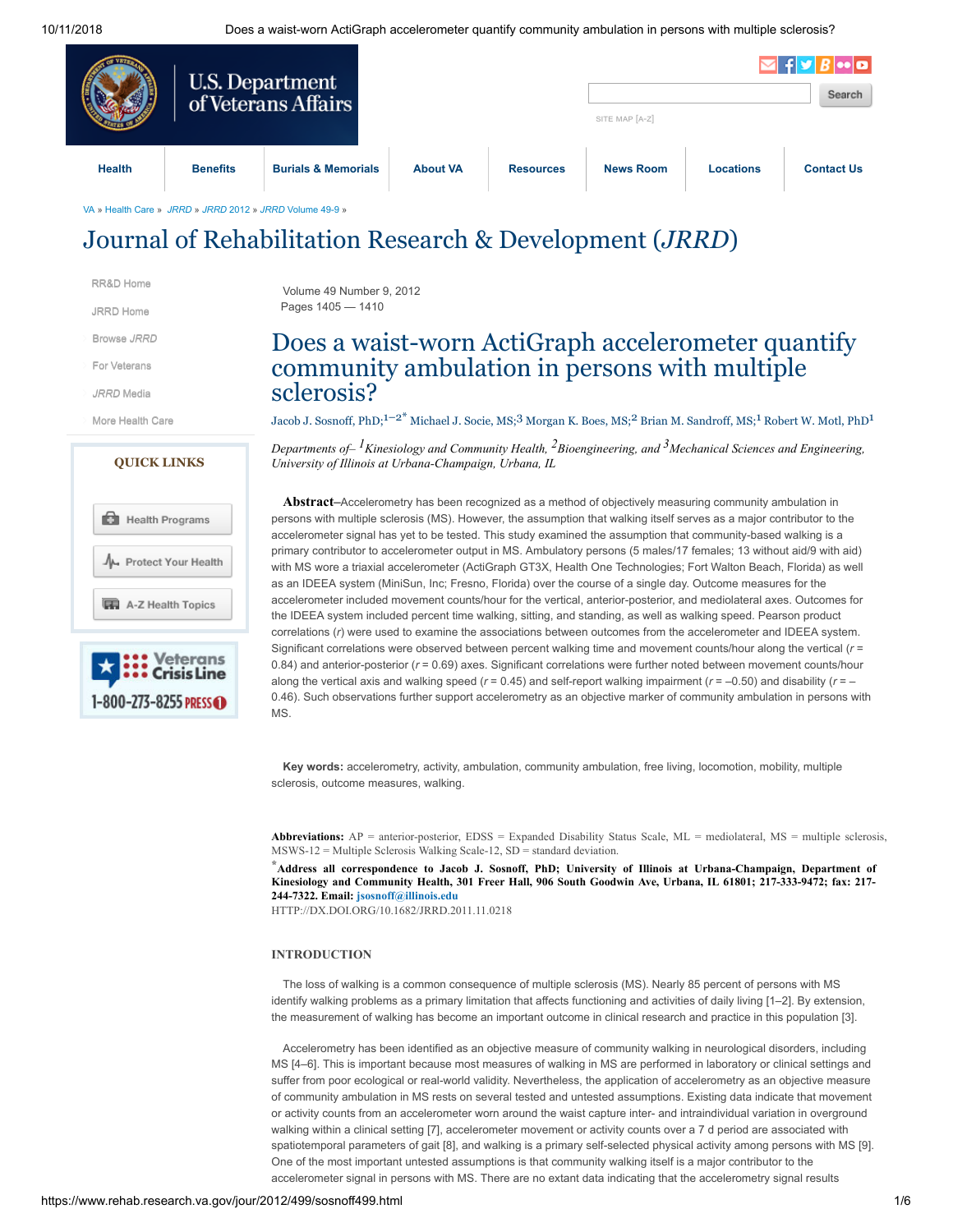# Journal of Rehabilitation Research & Development (*JRRD*)

Volume 49 Number 9, 2012
Pages 1405 — 1410

## Does a waist-worn ActiGraph accelerometer quantify community ambulation in persons with multiple sclerosis?

Jacob J. Sosnoff, PhD;[1–2*] Michael J. Socie, MS;[3] Morgan K. Boes, MS;[2] Brian M. Sandroff, MS;[1] Robert W. Motl, PhD[1]

*Departments of–* [1]*Kinesiology and Community Health,* [2]*Bioengineering, and* [3]*Mechanical Sciences and Engineering, University of Illinois at Urbana-Champaign, Urbana, IL*

**Abstract**–Accelerometry has been recognized as a method of objectively measuring community ambulation in persons with multiple sclerosis (MS). However, the assumption that walking itself serves as a major contributor to the accelerometer signal has yet to be tested. This study examined the assumption that community-based walking is a primary contributor to accelerometer output in MS. Ambulatory persons (5 males/17 females; 13 without aid/9 with aid) with MS wore a triaxial accelerometer (ActiGraph GT3X, Health One Technologies; Fort Walton Beach, Florida) as well as an IDEEA system (MiniSun, Inc; Fresno, Florida) over the course of a single day. Outcome measures for the accelerometer included movement counts/hour for the vertical, anterior-posterior, and mediolateral axes. Outcomes for the IDEEA system included percent time walking, sitting, and standing, as well as walking speed. Pearson product correlations ($r$) were used to examine the associations between outcomes from the accelerometer and IDEEA system. Significant correlations were observed between percent walking time and movement counts/hour along the vertical ($r$ = 0.84) and anterior-posterior ($r$ = 0.69) axes. Significant correlations were further noted between movement counts/hour along the vertical axis and walking speed ($r$ = 0.45) and self-report walking impairment ($r$ = –0.50) and disability ($r$ = –0.46). Such observations further support accelerometry as an objective marker of community ambulation in persons with MS.

**Key words:** accelerometry, activity, ambulation, community ambulation, free living, locomotion, mobility, multiple sclerosis, outcome measures, walking.

**Abbreviations:** AP = anterior-posterior, EDSS = Expanded Disability Status Scale, ML = mediolateral, MS = multiple sclerosis, MSWS-12 = Multiple Sclerosis Walking Scale-12, SD = standard deviation.

[*]**Address all correspondence to Jacob J. Sosnoff, PhD; University of Illinois at Urbana-Champaign, Department of Kinesiology and Community Health, 301 Freer Hall, 906 South Goodwin Ave, Urbana, IL 61801; 217-333-9472; fax: 217-244-7322. Email: jsosnoff@illinois.edu**

HTTP://DX.DOI.ORG/10.1682/JRRD.2011.11.0218

### INTRODUCTION

The loss of walking is a common consequence of multiple sclerosis (MS). Nearly 85 percent of persons with MS identify walking problems as a primary limitation that affects functioning and activities of daily living [1–2]. By extension, the measurement of walking has become an important outcome in clinical research and practice in this population [3].

Accelerometry has been identified as an objective measure of community walking in neurological disorders, including MS [4–6]. This is important because most measures of walking in MS are performed in laboratory or clinical settings and suffer from poor ecological or real-world validity. Nevertheless, the application of accelerometry as an objective measure of community ambulation in MS rests on several tested and untested assumptions. Existing data indicate that movement or activity counts from an accelerometer worn around the waist capture inter- and intraindividual variation in overground walking within a clinical setting [7], accelerometer movement or activity counts over a 7 d period are associated with spatiotemporal parameters of gait [8], and walking is a primary self-selected physical activity among persons with MS [9]. One of the most important untested assumptions is that community walking itself is a major contributor to the accelerometer signal in persons with MS. There are no extant data indicating that the accelerometry signal results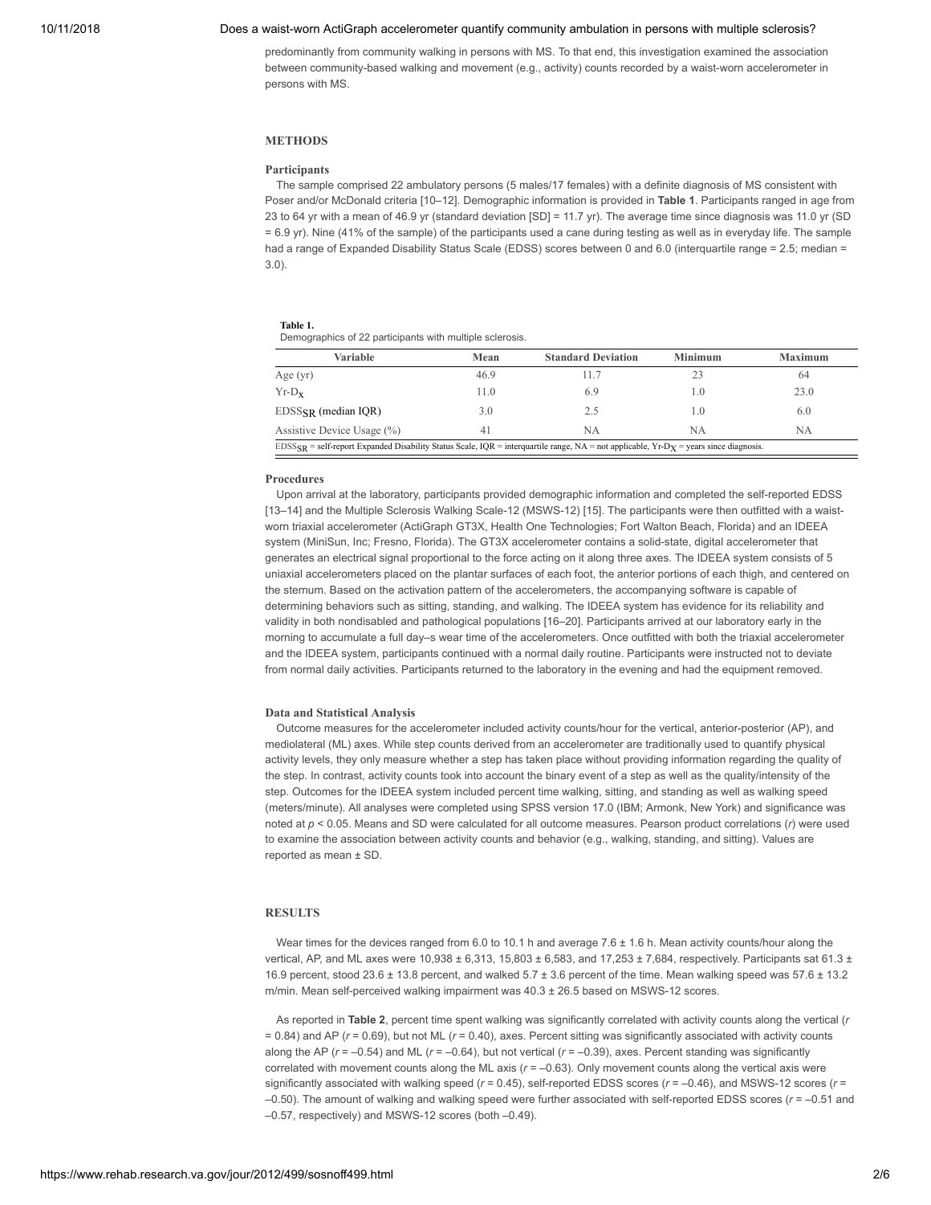predominantly from community walking in persons with MS. To that end, this investigation examined the association between community-based walking and movement (e.g., activity) counts recorded by a waist-worn accelerometer in persons with MS.

## METHODS

### Participants

The sample comprised 22 ambulatory persons (5 males/17 females) with a definite diagnosis of MS consistent with Poser and/or McDonald criteria [10–12]. Demographic information is provided in **Table 1**. Participants ranged in age from 23 to 64 yr with a mean of 46.9 yr (standard deviation [SD] = 11.7 yr). The average time since diagnosis was 11.0 yr (SD = 6.9 yr). Nine (41% of the sample) of the participants used a cane during testing as well as in everyday life. The sample had a range of Expanded Disability Status Scale (EDSS) scores between 0 and 6.0 (interquartile range = 2.5; median = 3.0).

**Table 1.**
Demographics of 22 participants with multiple sclerosis.

| Variable | Mean | Standard Deviation | Minimum | Maximum |
|---|---|---|---|---|
| Age (yr) | 46.9 | 11.7 | 23 | 64 |
| $Yr\text{-}D_X$ | 11.0 | 6.9 | 1.0 | 23.0 |
| $EDSS_{SR}$ (median IQR) | 3.0 | 2.5 | 1.0 | 6.0 |
| Assistive Device Usage (%) | 41 | NA | NA | NA |

$EDSS_{SR}$ = self-report Expanded Disability Status Scale, IQR = interquartile range, NA = not applicable, $Yr\text{-}D_X$ = years since diagnosis.

### Procedures

Upon arrival at the laboratory, participants provided demographic information and completed the self-reported EDSS [13–14] and the Multiple Sclerosis Walking Scale-12 (MSWS-12) [15]. The participants were then outfitted with a waist-worn triaxial accelerometer (ActiGraph GT3X, Health One Technologies; Fort Walton Beach, Florida) and an IDEEA system (MiniSun, Inc; Fresno, Florida). The GT3X accelerometer contains a solid-state, digital accelerometer that generates an electrical signal proportional to the force acting on it along three axes. The IDEEA system consists of 5 uniaxial accelerometers placed on the plantar surfaces of each foot, the anterior portions of each thigh, and centered on the sternum. Based on the activation pattern of the accelerometers, the accompanying software is capable of determining behaviors such as sitting, standing, and walking. The IDEEA system has evidence for its reliability and validity in both nondisabled and pathological populations [16–20]. Participants arrived at our laboratory early in the morning to accumulate a full day–s wear time of the accelerometers. Once outfitted with both the triaxial accelerometer and the IDEEA system, participants continued with a normal daily routine. Participants were instructed not to deviate from normal daily activities. Participants returned to the laboratory in the evening and had the equipment removed.

### Data and Statistical Analysis

Outcome measures for the accelerometer included activity counts/hour for the vertical, anterior-posterior (AP), and mediolateral (ML) axes. While step counts derived from an accelerometer are traditionally used to quantify physical activity levels, they only measure whether a step has taken place without providing information regarding the quality of the step. In contrast, activity counts took into account the binary event of a step as well as the quality/intensity of the step. Outcomes for the IDEEA system included percent time walking, sitting, and standing as well as walking speed (meters/minute). All analyses were completed using SPSS version 17.0 (IBM; Armonk, New York) and significance was noted at $p < 0.05$. Means and SD were calculated for all outcome measures. Pearson product correlations ($r$) were used to examine the association between activity counts and behavior (e.g., walking, standing, and sitting). Values are reported as mean ± SD.

## RESULTS

Wear times for the devices ranged from 6.0 to 10.1 h and average 7.6 ± 1.6 h. Mean activity counts/hour along the vertical, AP, and ML axes were 10,938 ± 6,313, 15,803 ± 6,583, and 17,253 ± 7,684, respectively. Participants sat 61.3 ± 16.9 percent, stood 23.6 ± 13.8 percent, and walked 5.7 ± 3.6 percent of the time. Mean walking speed was 57.6 ± 13.2 m/min. Mean self-perceived walking impairment was 40.3 ± 26.5 based on MSWS-12 scores.

As reported in **Table 2**, percent time spent walking was significantly correlated with activity counts along the vertical ($r$ = 0.84) and AP ($r$ = 0.69), but not ML ($r$ = 0.40), axes. Percent sitting was significantly associated with activity counts along the AP ($r$ = –0.54) and ML ($r$ = –0.64), but not vertical ($r$ = –0.39), axes. Percent standing was significantly correlated with movement counts along the ML axis ($r$ = –0.63). Only movement counts along the vertical axis were significantly associated with walking speed ($r$ = 0.45), self-reported EDSS scores ($r$ = –0.46), and MSWS-12 scores ($r$ = –0.50). The amount of walking and walking speed were further associated with self-reported EDSS scores ($r$ = –0.51 and –0.57, respectively) and MSWS-12 scores (both –0.49).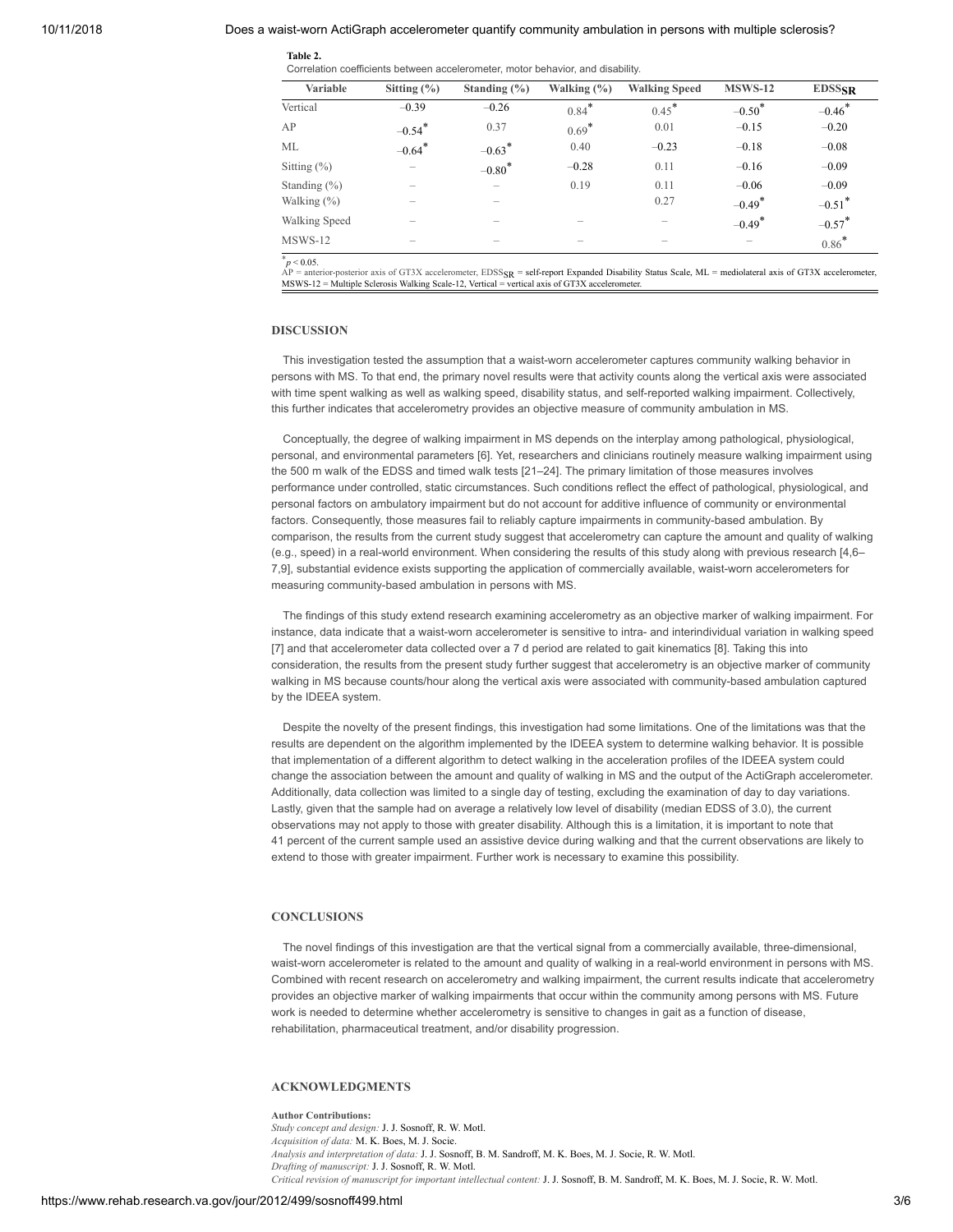**Table 2.**
Correlation coefficients between accelerometer, motor behavior, and disability.

| Variable | Sitting (%) | Standing (%) | Walking (%) | Walking Speed | MSWS-12 | $EDSS_{SR}$ |
|---|---|---|---|---|---|---|
| Vertical | −0.39 | −0.26 | 0.84* | 0.45* | −0.50* | −0.46* |
| AP | −0.54* | 0.37 | 0.69* | 0.01 | −0.15 | −0.20 |
| ML | −0.64* | −0.63* | 0.40 | −0.23 | −0.18 | −0.08 |
| Sitting (%) | – | −0.80* | −0.28 | 0.11 | −0.16 | −0.09 |
| Standing (%) | – | – | 0.19 | 0.11 | −0.06 | −0.09 |
| Walking (%) | – | – | | 0.27 | −0.49* | −0.51* |
| Walking Speed | – | – | – | – | −0.49* | −0.57* |
| MSWS-12 | – | – | – | – | – | 0.86* |

*$p < 0.05$.
AP = anterior-posterior axis of GT3X accelerometer, $EDSS_{SR}$ = self-report Expanded Disability Status Scale, ML = mediolateral axis of GT3X accelerometer, MSWS-12 = Multiple Sclerosis Walking Scale-12, Vertical = vertical axis of GT3X accelerometer.

## DISCUSSION

This investigation tested the assumption that a waist-worn accelerometer captures community walking behavior in persons with MS. To that end, the primary novel results were that activity counts along the vertical axis were associated with time spent walking as well as walking speed, disability status, and self-reported walking impairment. Collectively, this further indicates that accelerometry provides an objective measure of community ambulation in MS.

Conceptually, the degree of walking impairment in MS depends on the interplay among pathological, physiological, personal, and environmental parameters [6]. Yet, researchers and clinicians routinely measure walking impairment using the 500 m walk of the EDSS and timed walk tests [21–24]. The primary limitation of those measures involves performance under controlled, static circumstances. Such conditions reflect the effect of pathological, physiological, and personal factors on ambulatory impairment but do not account for additive influence of community or environmental factors. Consequently, those measures fail to reliably capture impairments in community-based ambulation. By comparison, the results from the current study suggest that accelerometry can capture the amount and quality of walking (e.g., speed) in a real-world environment. When considering the results of this study along with previous research [4,6–7,9], substantial evidence exists supporting the application of commercially available, waist-worn accelerometers for measuring community-based ambulation in persons with MS.

The findings of this study extend research examining accelerometry as an objective marker of walking impairment. For instance, data indicate that a waist-worn accelerometer is sensitive to intra- and interindividual variation in walking speed [7] and that accelerometer data collected over a 7 d period are related to gait kinematics [8]. Taking this into consideration, the results from the present study further suggest that accelerometry is an objective marker of community walking in MS because counts/hour along the vertical axis were associated with community-based ambulation captured by the IDEEA system.

Despite the novelty of the present findings, this investigation had some limitations. One of the limitations was that the results are dependent on the algorithm implemented by the IDEEA system to determine walking behavior. It is possible that implementation of a different algorithm to detect walking in the acceleration profiles of the IDEEA system could change the association between the amount and quality of walking in MS and the output of the ActiGraph accelerometer. Additionally, data collection was limited to a single day of testing, excluding the examination of day to day variations. Lastly, given that the sample had on average a relatively low level of disability (median EDSS of 3.0), the current observations may not apply to those with greater disability. Although this is a limitation, it is important to note that 41 percent of the current sample used an assistive device during walking and that the current observations are likely to extend to those with greater impairment. Further work is necessary to examine this possibility.

## CONCLUSIONS

The novel findings of this investigation are that the vertical signal from a commercially available, three-dimensional, waist-worn accelerometer is related to the amount and quality of walking in a real-world environment in persons with MS. Combined with recent research on accelerometry and walking impairment, the current results indicate that accelerometry provides an objective marker of walking impairments that occur within the community among persons with MS. Future work is needed to determine whether accelerometry is sensitive to changes in gait as a function of disease, rehabilitation, pharmaceutical treatment, and/or disability progression.

## ACKNOWLEDGMENTS

**Author Contributions:**
*Study concept and design:* J. J. Sosnoff, R. W. Motl.
*Acquisition of data:* M. K. Boes, M. J. Socie.
*Analysis and interpretation of data:* J. J. Sosnoff, B. M. Sandroff, M. K. Boes, M. J. Socie, R. W. Motl.
*Drafting of manuscript:* J. J. Sosnoff, R. W. Motl.
*Critical revision of manuscript for important intellectual content:* J. J. Sosnoff, B. M. Sandroff, M. K. Boes, M. J. Socie, R. W. Motl.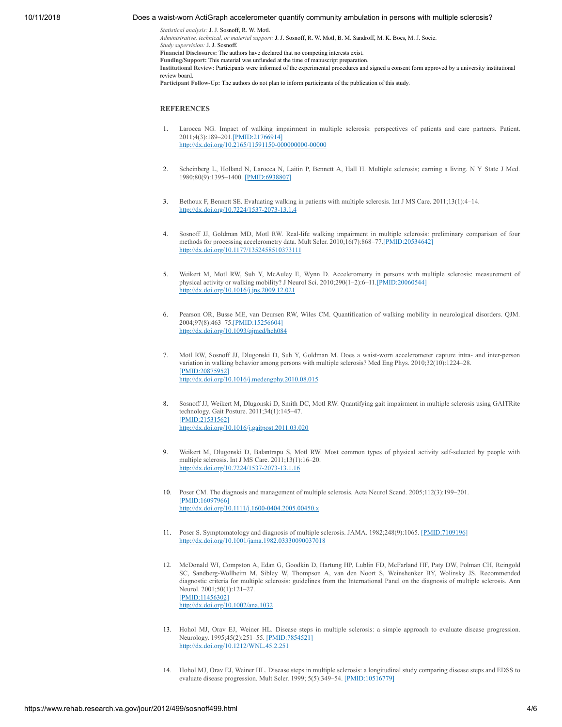*Statistical analysis:* J. J. Sosnoff, R. W. Motl.
*Administrative, technical, or material support:* J. J. Sosnoff, R. W. Motl, B. M. Sandroff, M. K. Boes, M. J. Socie.
*Study supervision:* J. J. Sosnoff.
**Financial Disclosures:** The authors have declared that no competing interests exist.
**Funding/Support:** This material was unfunded at the time of manuscript preparation.
**Institutional Review:** Participants were informed of the experimental procedures and signed a consent form approved by a university institutional review board.
**Participant Follow-Up:** The authors do not plan to inform participants of the publication of this study.

## REFERENCES

1. Larocca NG. Impact of walking impairment in multiple sclerosis: perspectives of patients and care partners. Patient. 2011;4(3):189–201.[PMID:21766914]
http://dx.doi.org/10.2165/11591150-000000000-00000

2. Scheinberg L, Holland N, Larocca N, Laitin P, Bennett A, Hall H. Multiple sclerosis; earning a living. N Y State J Med. 1980;80(9):1395–1400. [PMID:6938807]

3. Bethoux F, Bennett SE. Evaluating walking in patients with multiple sclerosis. Int J MS Care. 2011;13(1):4–14.
http://dx.doi.org/10.7224/1537-2073-13.1.4

4. Sosnoff JJ, Goldman MD, Motl RW. Real-life walking impairment in multiple sclerosis: preliminary comparison of four methods for processing accelerometry data. Mult Scler. 2010;16(7):868–77.[PMID:20534642]
http://dx.doi.org/10.1177/1352458510373111

5. Weikert M, Motl RW, Suh Y, McAuley E, Wynn D. Accelerometry in persons with multiple sclerosis: measurement of physical activity or walking mobility? J Neurol Sci. 2010;290(1–2):6–11.[PMID:20060544]
http://dx.doi.org/10.1016/j.jns.2009.12.021

6. Pearson OR, Busse ME, van Deursen RW, Wiles CM. Quantification of walking mobility in neurological disorders. QJM. 2004;97(8):463–75.[PMID:15256604]
http://dx.doi.org/10.1093/qjmed/hch084

7. Motl RW, Sosnoff JJ, Dlugonski D, Suh Y, Goldman M. Does a waist-worn accelerometer capture intra- and inter-person variation in walking behavior among persons with multiple sclerosis? Med Eng Phys. 2010;32(10):1224–28.
[PMID:20875952]
http://dx.doi.org/10.1016/j.medengphy.2010.08.015

8. Sosnoff JJ, Weikert M, Dlugonski D, Smith DC, Motl RW. Quantifying gait impairment in multiple sclerosis using GAITRite technology. Gait Posture. 2011;34(1):145–47.
[PMID:21531562]
http://dx.doi.org/10.1016/j.gaitpost.2011.03.020

9. Weikert M, Dlugonski D, Balantrapu S, Motl RW. Most common types of physical activity self-selected by people with multiple sclerosis. Int J MS Care. 2011;13(1):16–20.
http://dx.doi.org/10.7224/1537-2073-13.1.16

10. Poser CM. The diagnosis and management of multiple sclerosis. Acta Neurol Scand. 2005;112(3):199–201.
[PMID:16097966]
http://dx.doi.org/10.1111/j.1600-0404.2005.00450.x

11. Poser S. Symptomatology and diagnosis of multiple sclerosis. JAMA. 1982;248(9):1065. [PMID:7109196]
http://dx.doi.org/10.1001/jama.1982.03330090037018

12. McDonald WI, Compston A, Edan G, Goodkin D, Hartung HP, Lublin FD, McFarland HF, Paty DW, Polman CH, Reingold SC, Sandberg-Wollheim M, Sibley W, Thompson A, van den Noort S, Weinshenker BY, Wolinsky JS. Recommended diagnostic criteria for multiple sclerosis: guidelines from the International Panel on the diagnosis of multiple sclerosis. Ann Neurol. 2001;50(1):121–27.
[PMID:11456302]
http://dx.doi.org/10.1002/ana.1032

13. Hohol MJ, Orav EJ, Weiner HL. Disease steps in multiple sclerosis: a simple approach to evaluate disease progression. Neurology. 1995;45(2):251–55. [PMID:7854521]
http://dx.doi.org/10.1212/WNL.45.2.251

14. Hohol MJ, Orav EJ, Weiner HL. Disease steps in multiple sclerosis: a longitudinal study comparing disease steps and EDSS to evaluate disease progression. Mult Scler. 1999; 5(5):349–54. [PMID:10516779]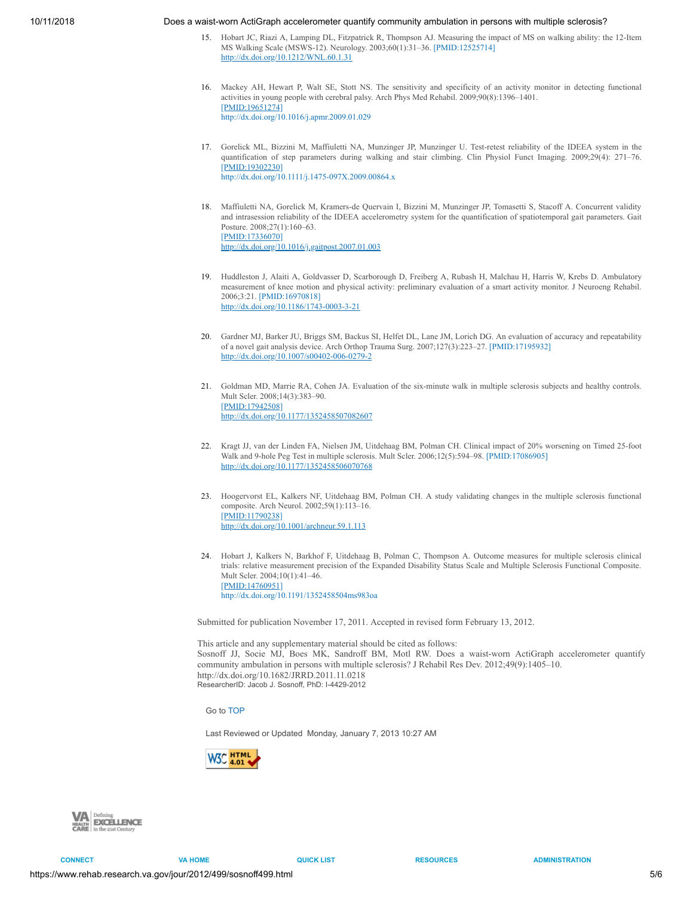15. Hobart JC, Riazi A, Lamping DL, Fitzpatrick R, Thompson AJ. Measuring the impact of MS on walking ability: the 12-Item MS Walking Scale (MSWS-12). Neurology. 2003;60(1):31–36. [PMID:12525714]
http://dx.doi.org/10.1212/WNL.60.1.31

16. Mackey AH, Hewart P, Walt SE, Stott NS. The sensitivity and specificity of an activity monitor in detecting functional activities in young people with cerebral palsy. Arch Phys Med Rehabil. 2009;90(8):1396–1401.
[PMID:19651274]
http://dx.doi.org/10.1016/j.apmr.2009.01.029

17. Gorelick ML, Bizzini M, Maffiuletti NA, Munzinger JP, Munzinger U. Test-retest reliability of the IDEEA system in the quantification of step parameters during walking and stair climbing. Clin Physiol Funct Imaging. 2009;29(4): 271–76.
[PMID:19302230]
http://dx.doi.org/10.1111/j.1475-097X.2009.00864.x

18. Maffiuletti NA, Gorelick M, Kramers-de Quervain I, Bizzini M, Munzinger JP, Tomasetti S, Stacoff A. Concurrent validity and intrasession reliability of the IDEEA accelerometry system for the quantification of spatiotemporal gait parameters. Gait Posture. 2008;27(1):160–63.
[PMID:17336070]
http://dx.doi.org/10.1016/j.gaitpost.2007.01.003

19. Huddleston J, Alaiti A, Goldvasser D, Scarborough D, Freiberg A, Rubash H, Malchau H, Harris W, Krebs D. Ambulatory measurement of knee motion and physical activity: preliminary evaluation of a smart activity monitor. J Neuroeng Rehabil. 2006;3:21. [PMID:16970818]
http://dx.doi.org/10.1186/1743-0003-3-21

20. Gardner MJ, Barker JU, Briggs SM, Backus SI, Helfet DL, Lane JM, Lorich DG. An evaluation of accuracy and repeatability of a novel gait analysis device. Arch Orthop Trauma Surg. 2007;127(3):223–27. [PMID:17195932]
http://dx.doi.org/10.1007/s00402-006-0279-2

21. Goldman MD, Marrie RA, Cohen JA. Evaluation of the six-minute walk in multiple sclerosis subjects and healthy controls. Mult Scler. 2008;14(3):383–90.
[PMID:17942508]
http://dx.doi.org/10.1177/1352458507082607

22. Kragt JJ, van der Linden FA, Nielsen JM, Uitdehaag BM, Polman CH. Clinical impact of 20% worsening on Timed 25-foot Walk and 9-hole Peg Test in multiple sclerosis. Mult Scler. 2006;12(5):594–98. [PMID:17086905]
http://dx.doi.org/10.1177/1352458506070768

23. Hoogervorst EL, Kalkers NF, Uitdehaag BM, Polman CH. A study validating changes in the multiple sclerosis functional composite. Arch Neurol. 2002;59(1):113–16.
[PMID:11790238]
http://dx.doi.org/10.1001/archneur.59.1.113

24. Hobart J, Kalkers N, Barkhof F, Uitdehaag B, Polman C, Thompson A. Outcome measures for multiple sclerosis clinical trials: relative measurement precision of the Expanded Disability Status Scale and Multiple Sclerosis Functional Composite. Mult Scler. 2004;10(1):41–46.
[PMID:14760951]
http://dx.doi.org/10.1191/1352458504ms983oa

Submitted for publication November 17, 2011. Accepted in revised form February 13, 2012.

This article and any supplementary material should be cited as follows:
Sosnoff JJ, Socie MJ, Boes MK, Sandroff BM, Motl RW. Does a waist-worn ActiGraph accelerometer quantify community ambulation in persons with multiple sclerosis? J Rehabil Res Dev. 2012;49(9):1405–10.
http://dx.doi.org/10.1682/JRRD.2011.11.0218
ResearcherID: Jacob J. Sosnoff, PhD: I-4429-2012

Go to TOP

Last Reviewed or Updated Monday, January 7, 2013 10:27 AM

CONNECT | VA HOME | QUICK LIST | RESOURCES | ADMINISTRATION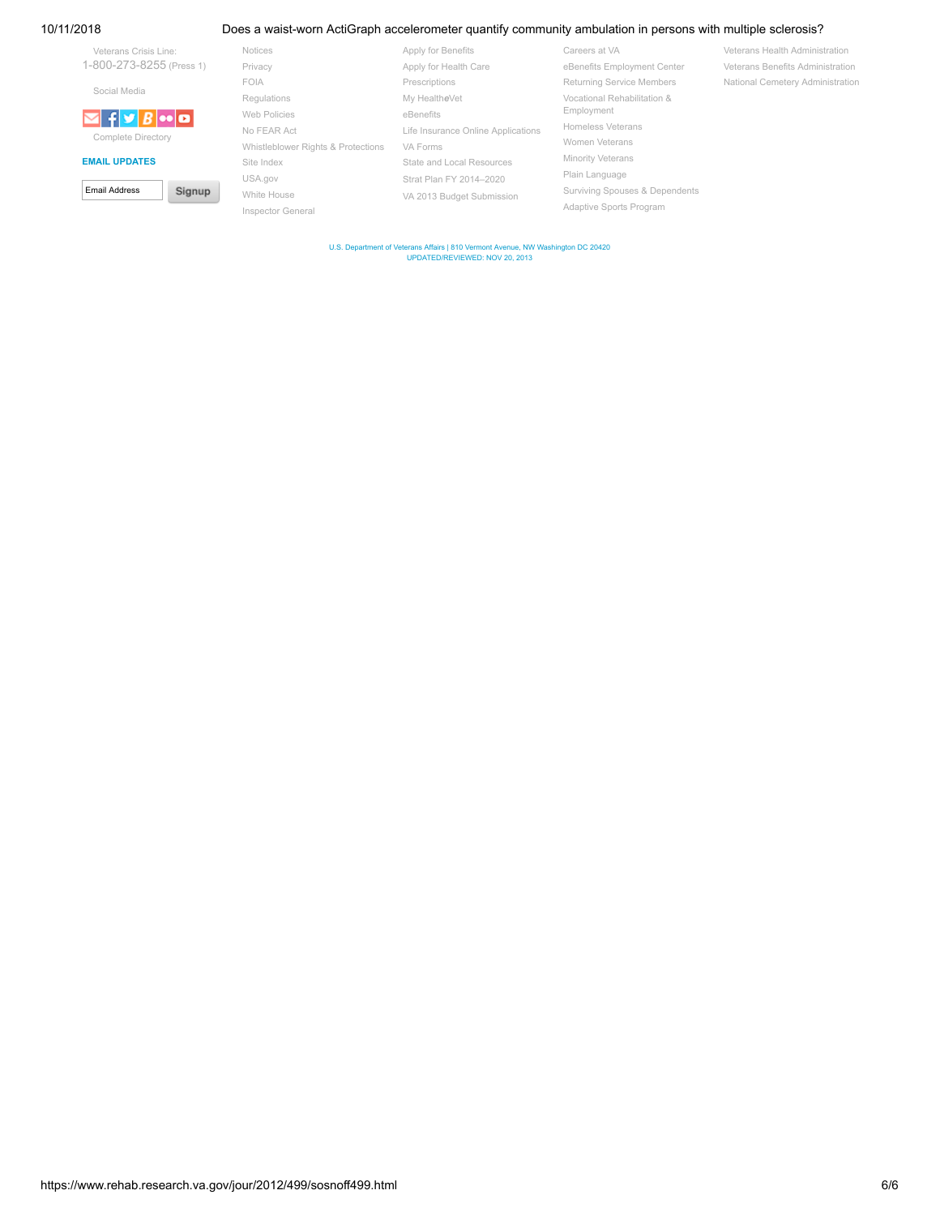Veterans Crisis Line:
1-800-273-8255 (Press 1)

Social Media

Complete Directory

**EMAIL UPDATES**

Email Address | Signup

- Notices
- Privacy
- FOIA
- Regulations
- Web Policies
- No FEAR Act
- Whistleblower Rights & Protections
- Site Index
- USA.gov
- White House
- Inspector General

- Apply for Benefits
- Apply for Health Care
- Prescriptions
- My HealtheVet
- eBenefits
- Life Insurance Online Applications
- VA Forms
- State and Local Resources
- Strat Plan FY 2014–2020
- VA 2013 Budget Submission

- Careers at VA
- eBenefits Employment Center
- Returning Service Members
- Vocational Rehabilitation & Employment
- Homeless Veterans
- Women Veterans
- Minority Veterans
- Plain Language
- Surviving Spouses & Dependents
- Adaptive Sports Program

- Veterans Health Administration
- Veterans Benefits Administration
- National Cemetery Administration

U.S. Department of Veterans Affairs | 810 Vermont Avenue, NW Washington DC 20420
UPDATED/REVIEWED: NOV 20, 2013